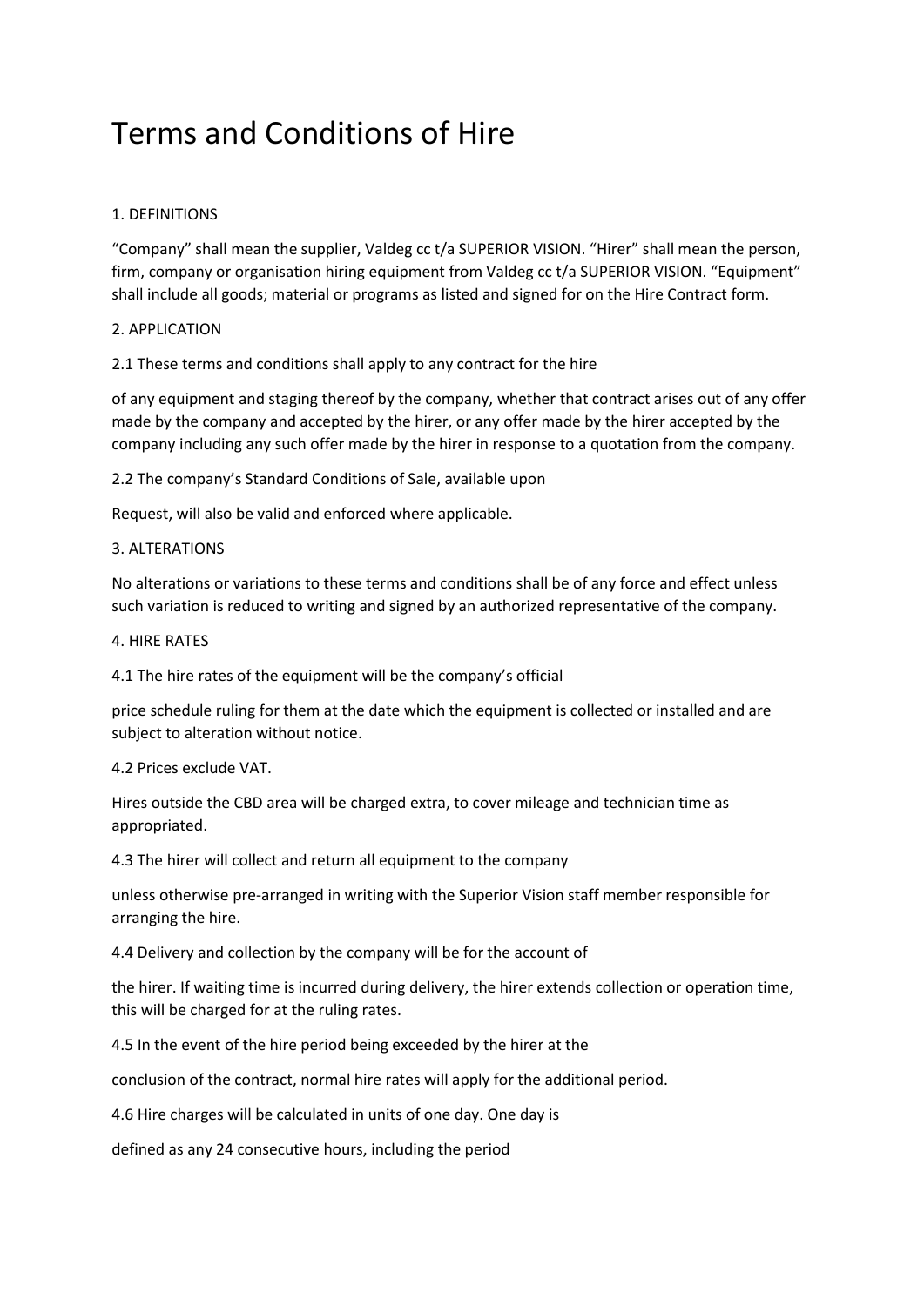# Terms and Conditions of Hire

1. DEFINITIONS

"Company" shall mean the supplier, Valdeg cc t/a SUPERIOR VISION. "Hirer" shall mean the person, firm, company or organisation hiring equipment from Valdeg cc t/a SUPERIOR VISION. "Equipment" shall include all goods; material or programs as listed and signed for on the Hire Contract form.

2. APPLICATION

2.1 These terms and conditions shall apply to any contract for the hire

of any equipment and staging thereof by the company, whether that contract arises out of any offer made by the company and accepted by the hirer, or any offer made by the hirer accepted by the company including any such offer made by the hirer in response to a quotation from the company.

2.2 The company's Standard Conditions of Sale, available upon

Request, will also be valid and enforced where applicable.

3. ALTERATIONS

No alterations or variations to these terms and conditions shall be of any force and effect unless such variation is reduced to writing and signed by an authorized representative of the company.

4. HIRE RATES

4.1 The hire rates of the equipment will be the company's official

price schedule ruling for them at the date which the equipment is collected or installed and are subject to alteration without notice.

4.2 Prices exclude VAT.

Hires outside the CBD area will be charged extra, to cover mileage and technician time as appropriated.

4.3 The hirer will collect and return all equipment to the company

unless otherwise pre-arranged in writing with the Superior Vision staff member responsible for arranging the hire.

4.4 Delivery and collection by the company will be for the account of

the hirer. If waiting time is incurred during delivery, the hirer extends collection or operation time, this will be charged for at the ruling rates.

4.5 In the event of the hire period being exceeded by the hirer at the

conclusion of the contract, normal hire rates will apply for the additional period.

4.6 Hire charges will be calculated in units of one day. One day is

defined as any 24 consecutive hours, including the period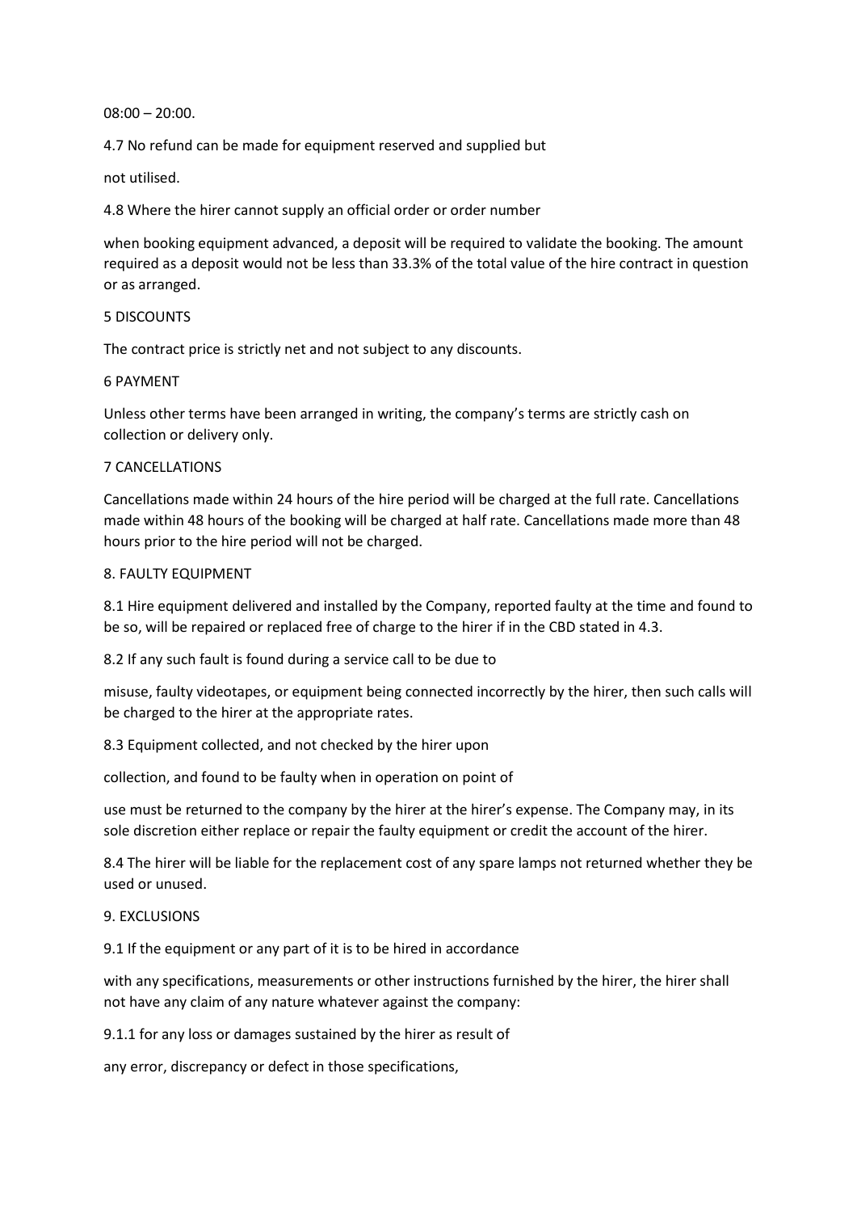08:00 – 20:00.

4.7 No refund can be made for equipment reserved and supplied but not utilised.

4.8 Where the hirer cannot supply an official order or order number when booking equipment advanced, a deposit will be required to validate the booking. The amount required as a deposit would not be less than 33.3% of the total value of the hire contract in question or as arranged.

## 5 DISCOUNTS

The contract price is strictly net and not subject to any discounts.

## 6 PAYMENT

Unless other terms have been arranged in writing, the company's terms are strictly cash on collection or delivery only.

## 7 CANCELLATIONS

Cancellations made within 24 hours of the hire period will be charged at the full rate. Cancellations made within 48 hours of the booking will be charged at half rate. Cancellations made more than 48 hours prior to the hire period will not be charged.

## 8. FAULTY EQUIPMENT

8.1 Hire equipment delivered and installed by the Company, reported faulty at the time and found to be so, will be repaired or replaced free of charge to the hirer if in the CBD stated in 4.3.

8.2 If any such fault is found during a service call to be due to misuse, faulty videotapes, or equipment being connected incorrectly by the hirer, then such calls will be charged to the hirer at the appropriate rates.

8.3 Equipment collected, and not checked by the hirer upon collection, and found to be faulty when in operation on point of use must be returned to the company by the hirer at the hirer's expense. The Company may, in its sole discretion either replace or repair the faulty equipment or credit the account of the hirer.

8.4 The hirer will be liable for the replacement cost of any spare lamps not returned whether they be used or unused.

## 9. EXCLUSIONS

9.1 If the equipment or any part of it is to be hired in accordance with any specifications, measurements or other instructions furnished by the hirer, the hirer shall not have any claim of any nature whatever against the company:

9.1.1 for any loss or damages sustained by the hirer as result of any error, discrepancy or defect in those specifications,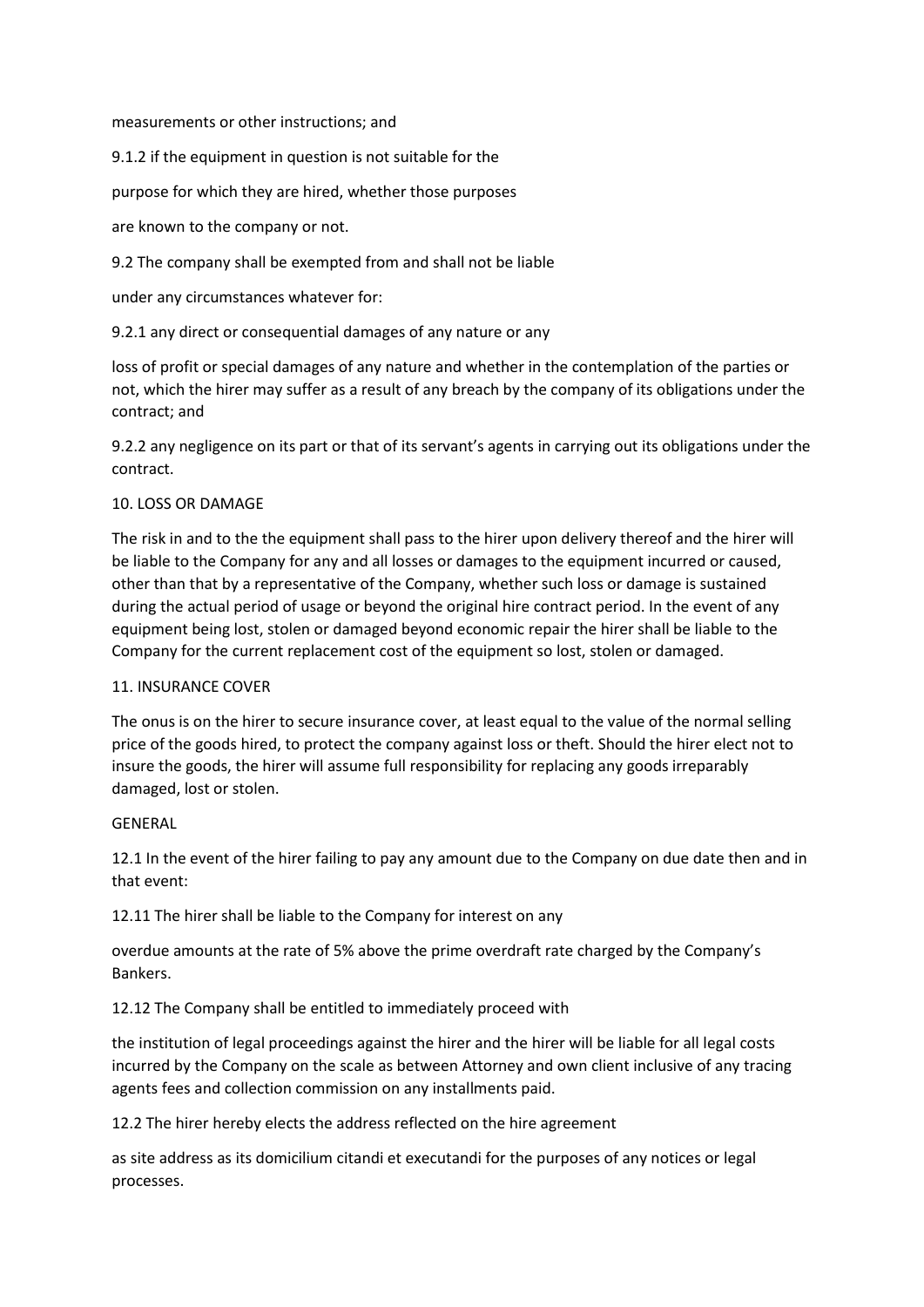measurements or other instructions; and

9.1.2 if the equipment in question is not suitable for the

purpose for which they are hired, whether those purposes

are known to the company or not.

9.2 The company shall be exempted from and shall not be liable

under any circumstances whatever for:

9.2.1 any direct or consequential damages of any nature or any

loss of profit or special damages of any nature and whether in the contemplation of the parties or not, which the hirer may suffer as a result of any breach by the company of its obligations under the contract; and

9.2.2 any negligence on its part or that of its servant's agents in carrying out its obligations under the contract.

10. LOSS OR DAMAGE

The risk in and to the the equipment shall pass to the hirer upon delivery thereof and the hirer will be liable to the Company for any and all losses or damages to the equipment incurred or caused, other than that by a representative of the Company, whether such loss or damage is sustained during the actual period of usage or beyond the original hire contract period. In the event of any equipment being lost, stolen or damaged beyond economic repair the hirer shall be liable to the Company for the current replacement cost of the equipment so lost, stolen or damaged.

11. INSURANCE COVER

The onus is on the hirer to secure insurance cover, at least equal to the value of the normal selling price of the goods hired, to protect the company against loss or theft. Should the hirer elect not to insure the goods, the hirer will assume full responsibility for replacing any goods irreparably damaged, lost or stolen.

GENERAL

12.1 In the event of the hirer failing to pay any amount due to the Company on due date then and in that event:

12.11 The hirer shall be liable to the Company for interest on any

overdue amounts at the rate of 5% above the prime overdraft rate charged by the Company's Bankers.

12.12 The Company shall be entitled to immediately proceed with

the institution of legal proceedings against the hirer and the hirer will be liable for all legal costs incurred by the Company on the scale as between Attorney and own client inclusive of any tracing agents fees and collection commission on any installments paid.

12.2 The hirer hereby elects the address reflected on the hire agreement

as site address as its domicilium citandi et executandi for the purposes of any notices or legal processes.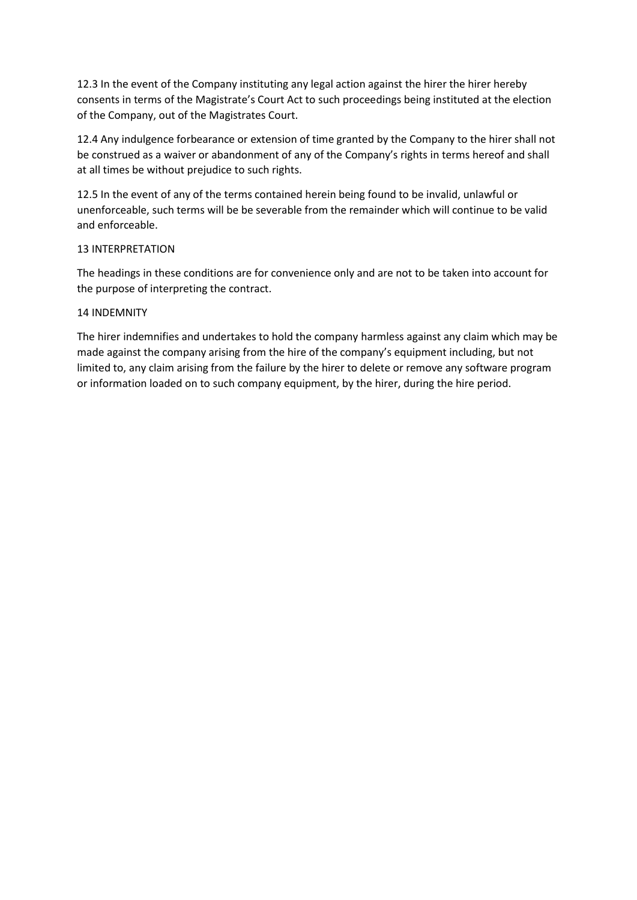12.3 In the event of the Company instituting any legal action against the hirer the hirer hereby consents in terms of the Magistrate's Court Act to such proceedings being instituted at the election of the Company, out of the Magistrates Court.

12.4 Any indulgence forbearance or extension of time granted by the Company to the hirer shall not be construed as a waiver or abandonment of any of the Company's rights in terms hereof and shall at all times be without prejudice to such rights.

12.5 In the event of any of the terms contained herein being found to be invalid, unlawful or unenforceable, such terms will be be severable from the remainder which will continue to be valid and enforceable.

## 13 INTERPRETATION

The headings in these conditions are for convenience only and are not to be taken into account for the purpose of interpreting the contract.

## 14 INDEMNITY

The hirer indemnifies and undertakes to hold the company harmless against any claim which may be made against the company arising from the hire of the company's equipment including, but not limited to, any claim arising from the failure by the hirer to delete or remove any software program or information loaded on to such company equipment, by the hirer, during the hire period.